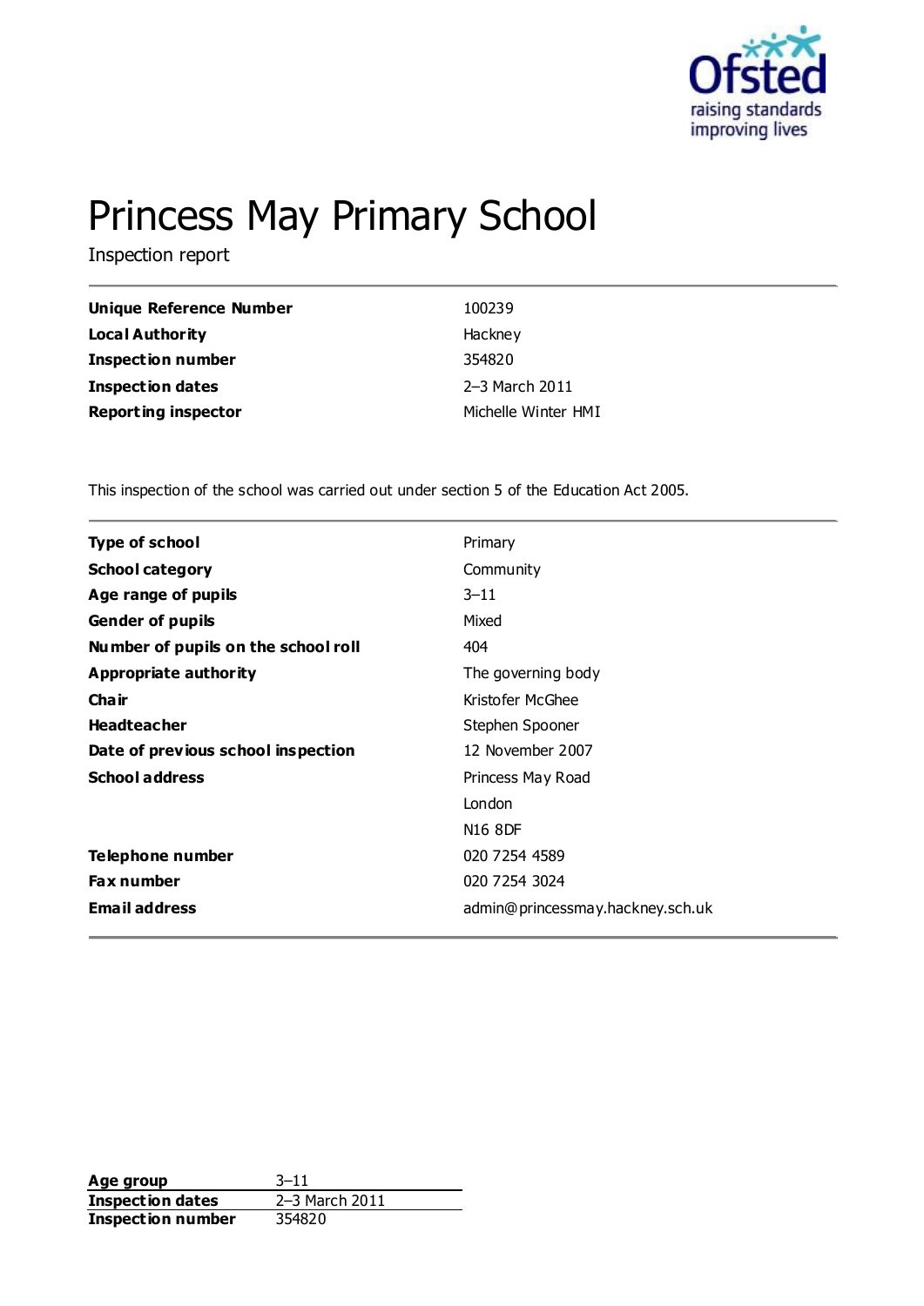# Princess May Primary School

Inspection report

| | |
|---|---|
| **Unique Reference Number** | 100239 |
| **Local Authority** | Hackney |
| **Inspection number** | 354820 |
| **Inspection dates** | 2–3 March 2011 |
| **Reporting inspector** | Michelle Winter HMI |

This inspection of the school was carried out under section 5 of the Education Act 2005.

| | |
|---|---|
| **Type of school** | Primary |
| **School category** | Community |
| **Age range of pupils** | 3–11 |
| **Gender of pupils** | Mixed |
| **Number of pupils on the school roll** | 404 |
| **Appropriate authority** | The governing body |
| **Chair** | Kristofer McGhee |
| **Headteacher** | Stephen Spooner |
| **Date of previous school inspection** | 12 November 2007 |
| **School address** | Princess May Road<br>London<br>N16 8DF |
| **Telephone number** | 020 7254 4589 |
| **Fax number** | 020 7254 3024 |
| **Email address** | admin@princessmay.hackney.sch.uk |

| | |
|---|---|
| **Age group** | 3–11 |
| **Inspection dates** | 2–3 March 2011 |
| **Inspection number** | 354820 |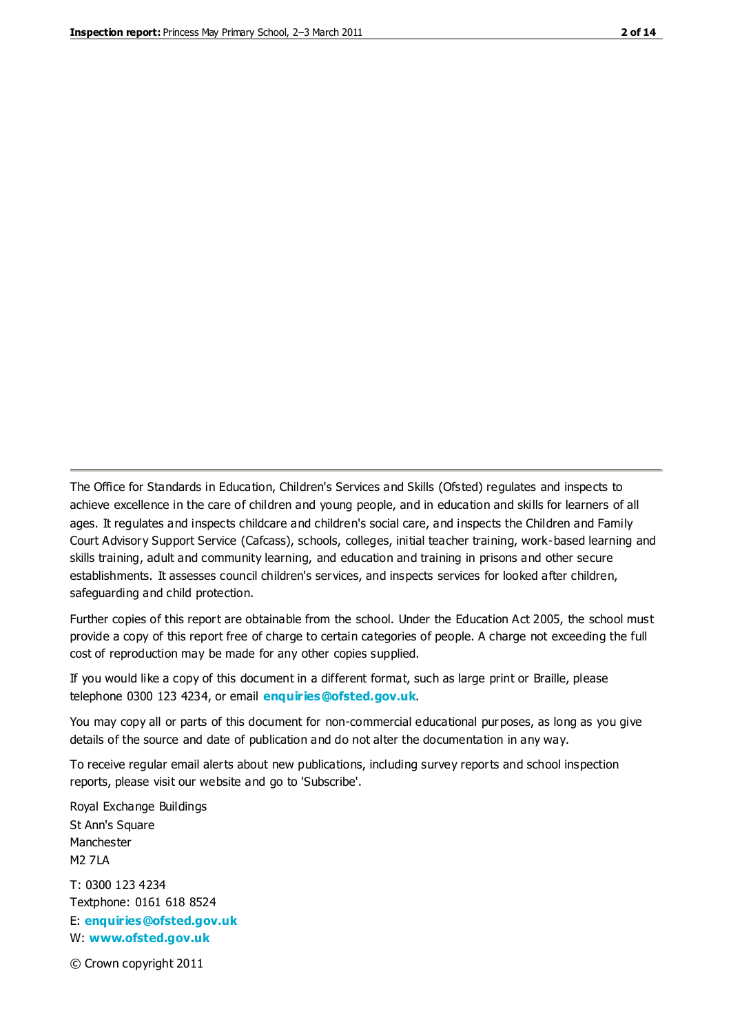The Office for Standards in Education, Children's Services and Skills (Ofsted) regulates and inspects to achieve excellence in the care of children and young people, and in education and skills for learners of all ages. It regulates and inspects childcare and children's social care, and inspects the Children and Family Court Advisory Support Service (Cafcass), schools, colleges, initial teacher training, work-based learning and skills training, adult and community learning, and education and training in prisons and other secure establishments. It assesses council children's services, and inspects services for looked after children, safeguarding and child protection.

Further copies of this report are obtainable from the school. Under the Education Act 2005, the school must provide a copy of this report free of charge to certain categories of people. A charge not exceeding the full cost of reproduction may be made for any other copies supplied.

If you would like a copy of this document in a different format, such as large print or Braille, please telephone 0300 123 4234, or email **enquiries@ofsted.gov.uk**.

You may copy all or parts of this document for non-commercial educational purposes, as long as you give details of the source and date of publication and do not alter the documentation in any way.

To receive regular email alerts about new publications, including survey reports and school inspection reports, please visit our website and go to 'Subscribe'.

Royal Exchange Buildings
St Ann's Square
Manchester
M2 7LA

T: 0300 123 4234
Textphone: 0161 618 8524
E: **enquiries@ofsted.gov.uk**
W: **www.ofsted.gov.uk**

© Crown copyright 2011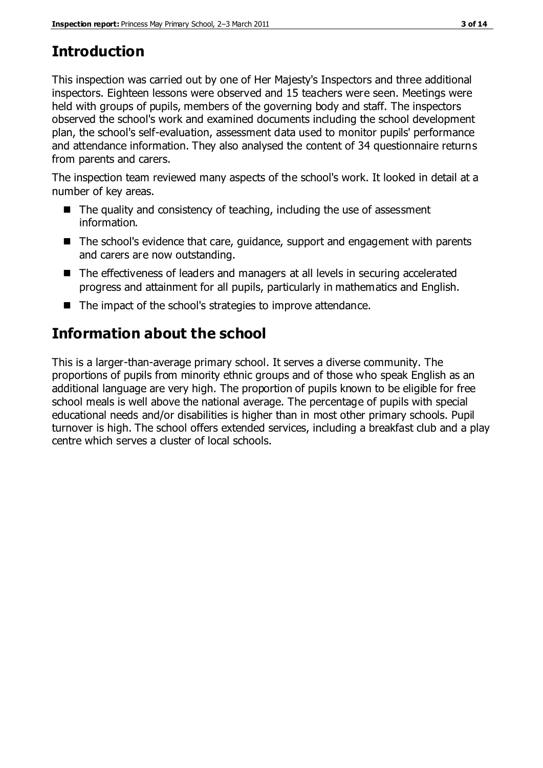## Introduction

This inspection was carried out by one of Her Majesty's Inspectors and three additional inspectors. Eighteen lessons were observed and 15 teachers were seen. Meetings were held with groups of pupils, members of the governing body and staff. The inspectors observed the school's work and examined documents including the school development plan, the school's self-evaluation, assessment data used to monitor pupils' performance and attendance information. They also analysed the content of 34 questionnaire returns from parents and carers.

The inspection team reviewed many aspects of the school's work. It looked in detail at a number of key areas.

- The quality and consistency of teaching, including the use of assessment information.
- The school's evidence that care, guidance, support and engagement with parents and carers are now outstanding.
- The effectiveness of leaders and managers at all levels in securing accelerated progress and attainment for all pupils, particularly in mathematics and English.
- The impact of the school's strategies to improve attendance.

## Information about the school

This is a larger-than-average primary school. It serves a diverse community. The proportions of pupils from minority ethnic groups and of those who speak English as an additional language are very high. The proportion of pupils known to be eligible for free school meals is well above the national average. The percentage of pupils with special educational needs and/or disabilities is higher than in most other primary schools. Pupil turnover is high. The school offers extended services, including a breakfast club and a play centre which serves a cluster of local schools.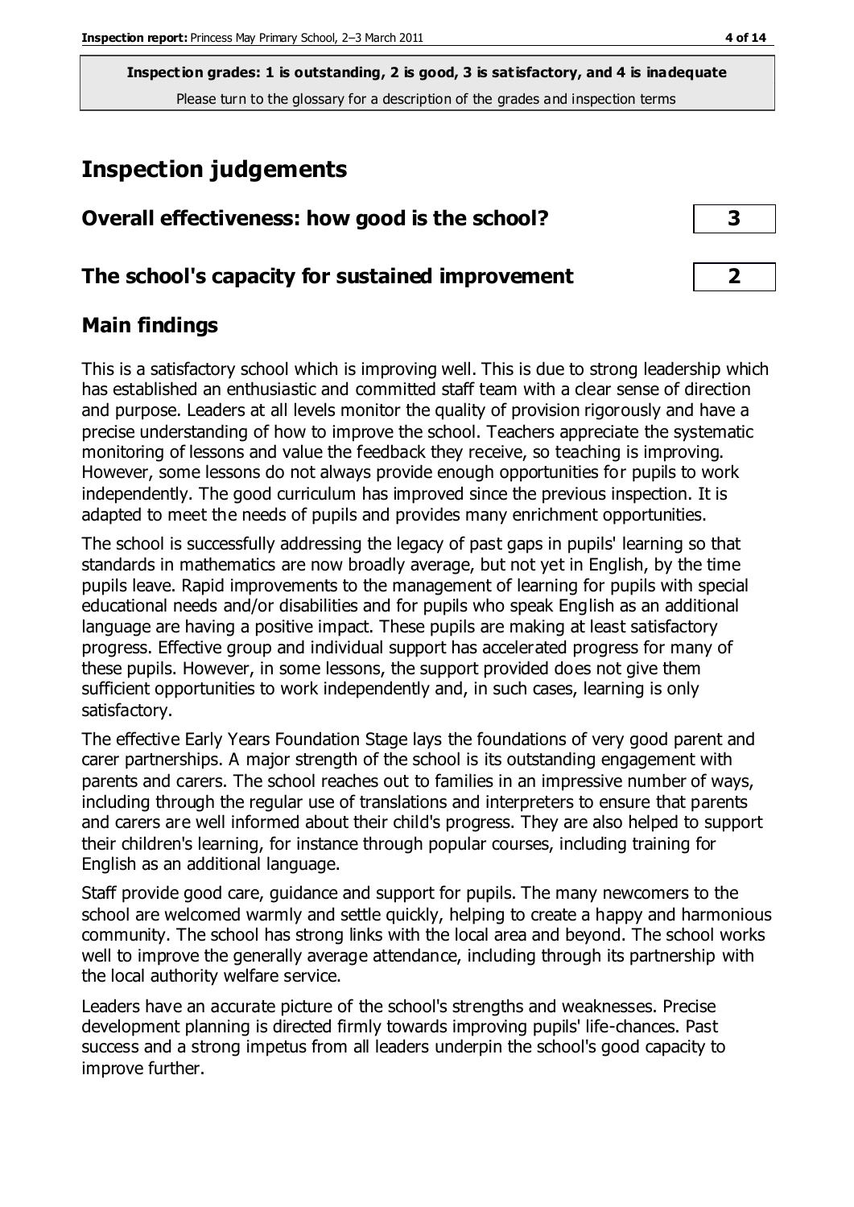**Inspection grades: 1 is outstanding, 2 is good, 3 is satisfactory, and 4 is inadequate**
Please turn to the glossary for a description of the grades and inspection terms

# Inspection judgements

| Overall effectiveness: how good is the school? | 3 |
|---|---|
| **The school's capacity for sustained improvement** | **2** |

## Main findings

This is a satisfactory school which is improving well. This is due to strong leadership which has established an enthusiastic and committed staff team with a clear sense of direction and purpose. Leaders at all levels monitor the quality of provision rigorously and have a precise understanding of how to improve the school. Teachers appreciate the systematic monitoring of lessons and value the feedback they receive, so teaching is improving. However, some lessons do not always provide enough opportunities for pupils to work independently. The good curriculum has improved since the previous inspection. It is adapted to meet the needs of pupils and provides many enrichment opportunities.

The school is successfully addressing the legacy of past gaps in pupils' learning so that standards in mathematics are now broadly average, but not yet in English, by the time pupils leave. Rapid improvements to the management of learning for pupils with special educational needs and/or disabilities and for pupils who speak English as an additional language are having a positive impact. These pupils are making at least satisfactory progress. Effective group and individual support has accelerated progress for many of these pupils. However, in some lessons, the support provided does not give them sufficient opportunities to work independently and, in such cases, learning is only satisfactory.

The effective Early Years Foundation Stage lays the foundations of very good parent and carer partnerships. A major strength of the school is its outstanding engagement with parents and carers. The school reaches out to families in an impressive number of ways, including through the regular use of translations and interpreters to ensure that parents and carers are well informed about their child's progress. They are also helped to support their children's learning, for instance through popular courses, including training for English as an additional language.

Staff provide good care, guidance and support for pupils. The many newcomers to the school are welcomed warmly and settle quickly, helping to create a happy and harmonious community. The school has strong links with the local area and beyond. The school works well to improve the generally average attendance, including through its partnership with the local authority welfare service.

Leaders have an accurate picture of the school's strengths and weaknesses. Precise development planning is directed firmly towards improving pupils' life-chances. Past success and a strong impetus from all leaders underpin the school's good capacity to improve further.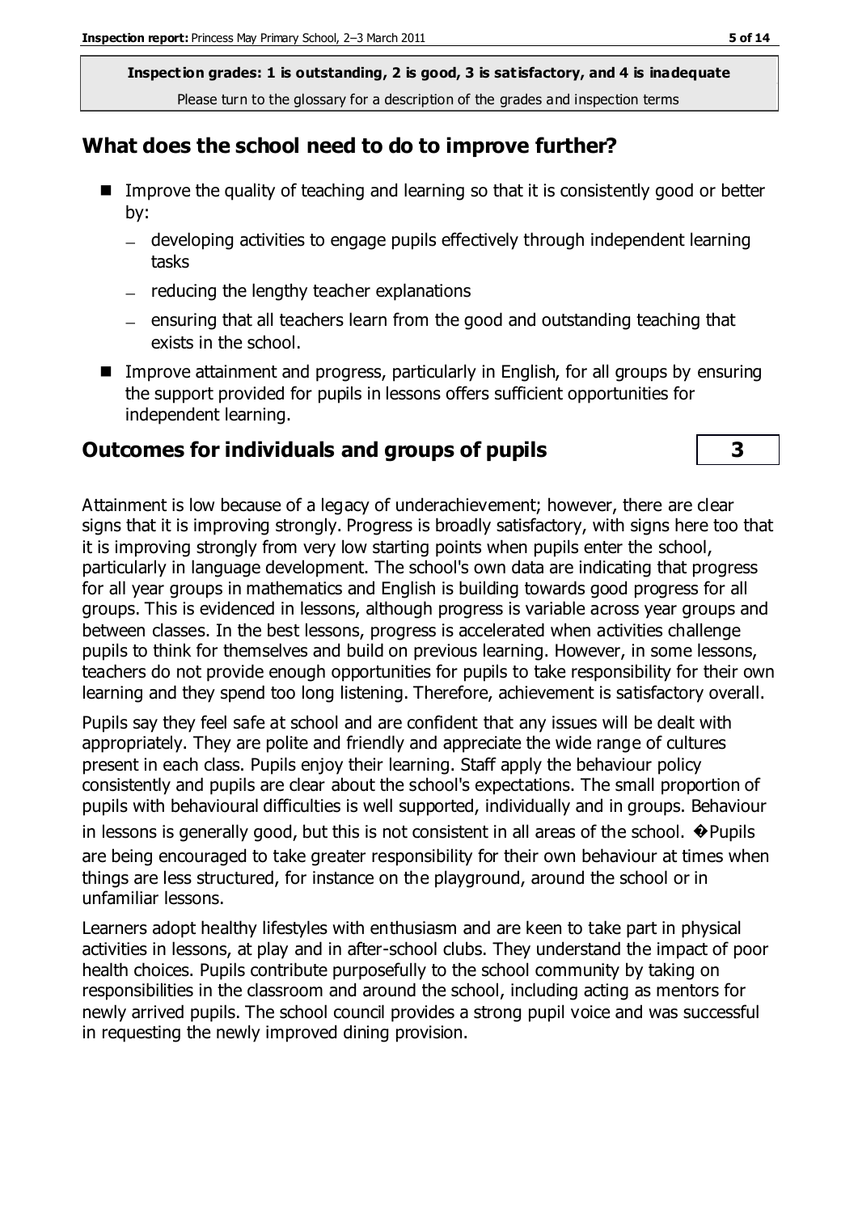**Inspection grades: 1 is outstanding, 2 is good, 3 is satisfactory, and 4 is inadequate**
Please turn to the glossary for a description of the grades and inspection terms

## What does the school need to do to improve further?

- Improve the quality of teaching and learning so that it is consistently good or better by:
  - developing activities to engage pupils effectively through independent learning tasks
  - reducing the lengthy teacher explanations
  - ensuring that all teachers learn from the good and outstanding teaching that exists in the school.
- Improve attainment and progress, particularly in English, for all groups by ensuring the support provided for pupils in lessons offers sufficient opportunities for independent learning.

## Outcomes for individuals and groups of pupils — 3

Attainment is low because of a legacy of underachievement; however, there are clear signs that it is improving strongly. Progress is broadly satisfactory, with signs here too that it is improving strongly from very low starting points when pupils enter the school, particularly in language development. The school's own data are indicating that progress for all year groups in mathematics and English is building towards good progress for all groups. This is evidenced in lessons, although progress is variable across year groups and between classes. In the best lessons, progress is accelerated when activities challenge pupils to think for themselves and build on previous learning. However, in some lessons, teachers do not provide enough opportunities for pupils to take responsibility for their own learning and they spend too long listening. Therefore, achievement is satisfactory overall.

Pupils say they feel safe at school and are confident that any issues will be dealt with appropriately. They are polite and friendly and appreciate the wide range of cultures present in each class. Pupils enjoy their learning. Staff apply the behaviour policy consistently and pupils are clear about the school's expectations. The small proportion of pupils with behavioural difficulties is well supported, individually and in groups. Behaviour in lessons is generally good, but this is not consistent in all areas of the school. �Pupils are being encouraged to take greater responsibility for their own behaviour at times when things are less structured, for instance on the playground, around the school or in unfamiliar lessons.

Learners adopt healthy lifestyles with enthusiasm and are keen to take part in physical activities in lessons, at play and in after-school clubs. They understand the impact of poor health choices. Pupils contribute purposefully to the school community by taking on responsibilities in the classroom and around the school, including acting as mentors for newly arrived pupils. The school council provides a strong pupil voice and was successful in requesting the newly improved dining provision.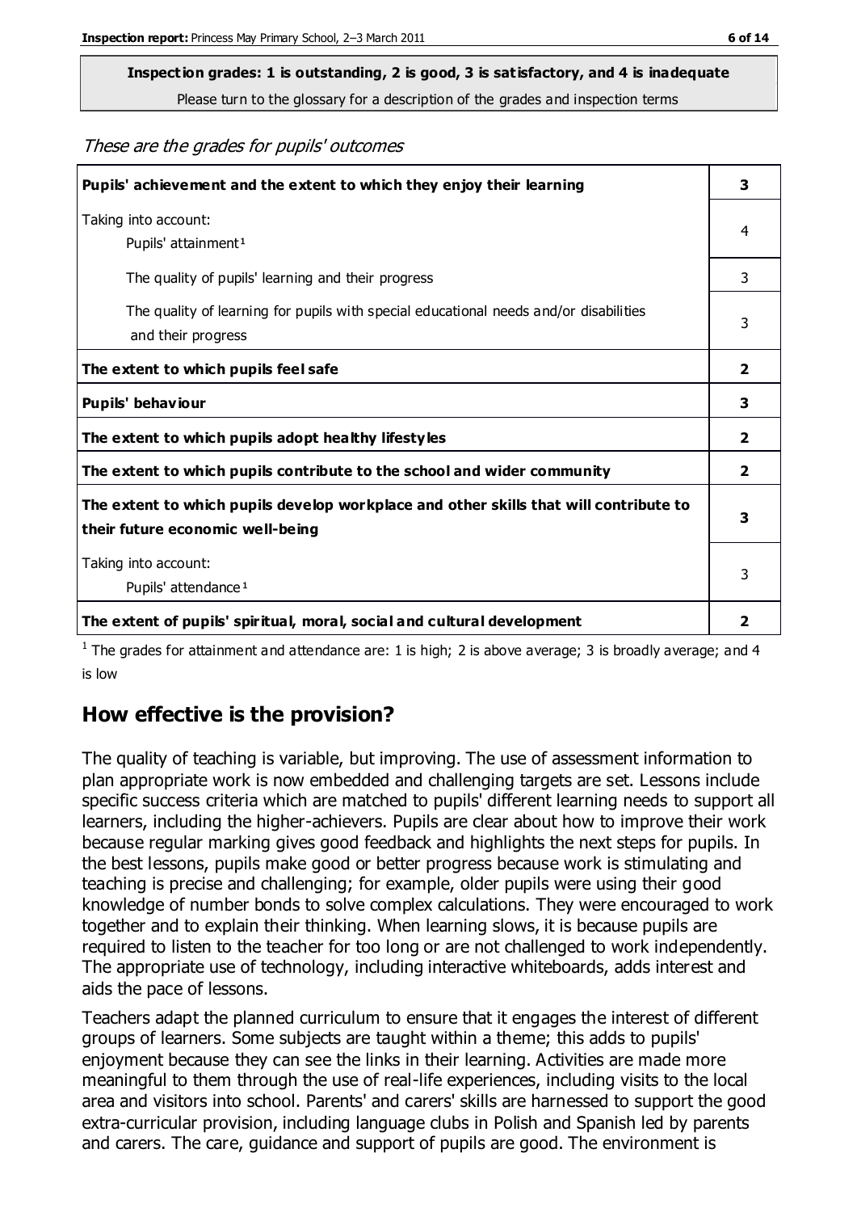**Inspection grades: 1 is outstanding, 2 is good, 3 is satisfactory, and 4 is inadequate**

Please turn to the glossary for a description of the grades and inspection terms

*These are the grades for pupils' outcomes*

| | |
|---|---|
| **Pupils' achievement and the extent to which they enjoy their learning** | **3** |
| Taking into account: Pupils' attainment[1] | 4 |
| The quality of pupils' learning and their progress | 3 |
| The quality of learning for pupils with special educational needs and/or disabilities and their progress | 3 |
| **The extent to which pupils feel safe** | **2** |
| **Pupils' behaviour** | **3** |
| **The extent to which pupils adopt healthy lifestyles** | **2** |
| **The extent to which pupils contribute to the school and wider community** | **2** |
| **The extent to which pupils develop workplace and other skills that will contribute to their future economic well-being** | **3** |
| Taking into account: Pupils' attendance[1] | 3 |
| **The extent of pupils' spiritual, moral, social and cultural development** | **2** |

[1] The grades for attainment and attendance are: 1 is high; 2 is above average; 3 is broadly average; and 4 is low

## How effective is the provision?

The quality of teaching is variable, but improving. The use of assessment information to plan appropriate work is now embedded and challenging targets are set. Lessons include specific success criteria which are matched to pupils' different learning needs to support all learners, including the higher-achievers. Pupils are clear about how to improve their work because regular marking gives good feedback and highlights the next steps for pupils. In the best lessons, pupils make good or better progress because work is stimulating and teaching is precise and challenging; for example, older pupils were using their good knowledge of number bonds to solve complex calculations. They were encouraged to work together and to explain their thinking. When learning slows, it is because pupils are required to listen to the teacher for too long or are not challenged to work independently. The appropriate use of technology, including interactive whiteboards, adds interest and aids the pace of lessons.

Teachers adapt the planned curriculum to ensure that it engages the interest of different groups of learners. Some subjects are taught within a theme; this adds to pupils' enjoyment because they can see the links in their learning. Activities are made more meaningful to them through the use of real-life experiences, including visits to the local area and visitors into school. Parents' and carers' skills are harnessed to support the good extra-curricular provision, including language clubs in Polish and Spanish led by parents and carers. The care, guidance and support of pupils are good. The environment is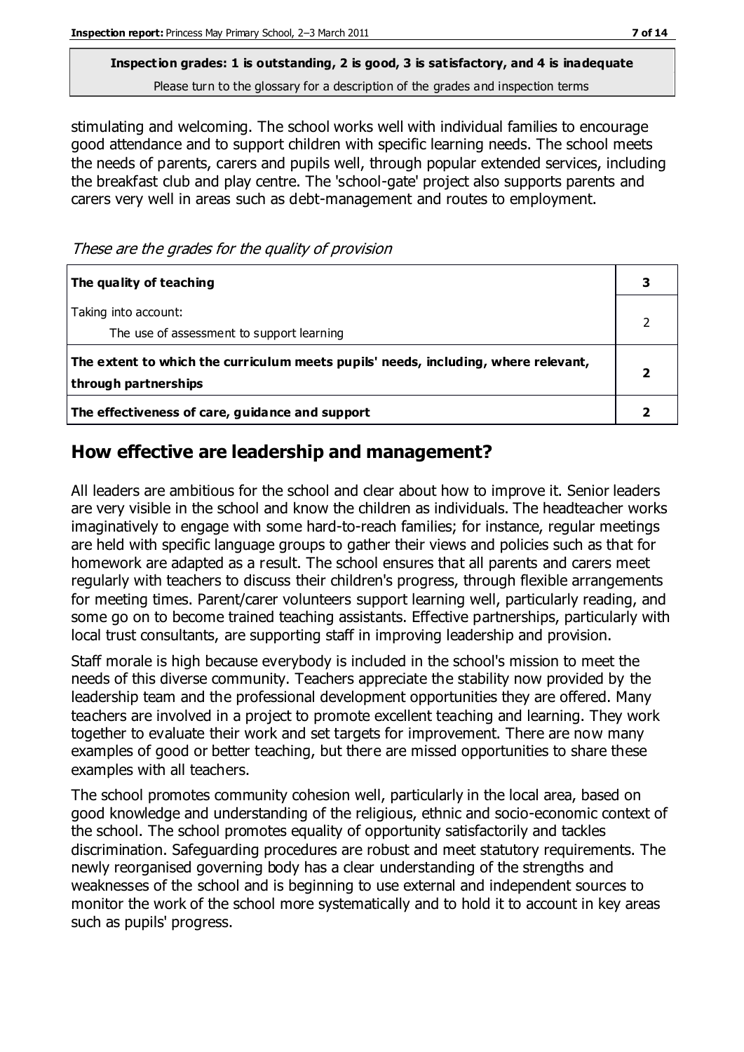**Inspection grades: 1 is outstanding, 2 is good, 3 is satisfactory, and 4 is inadequate**
Please turn to the glossary for a description of the grades and inspection terms

stimulating and welcoming. The school works well with individual families to encourage good attendance and to support children with specific learning needs. The school meets the needs of parents, carers and pupils well, through popular extended services, including the breakfast club and play centre. The 'school-gate' project also supports parents and carers very well in areas such as debt-management and routes to employment.

*These are the grades for the quality of provision*

| | |
|---|---|
| **The quality of teaching** | **3** |
| Taking into account:<br>The use of assessment to support learning | 2 |
| **The extent to which the curriculum meets pupils' needs, including, where relevant, through partnerships** | **2** |
| **The effectiveness of care, guidance and support** | **2** |

## How effective are leadership and management?

All leaders are ambitious for the school and clear about how to improve it. Senior leaders are very visible in the school and know the children as individuals. The headteacher works imaginatively to engage with some hard-to-reach families; for instance, regular meetings are held with specific language groups to gather their views and policies such as that for homework are adapted as a result. The school ensures that all parents and carers meet regularly with teachers to discuss their children's progress, through flexible arrangements for meeting times. Parent/carer volunteers support learning well, particularly reading, and some go on to become trained teaching assistants. Effective partnerships, particularly with local trust consultants, are supporting staff in improving leadership and provision.

Staff morale is high because everybody is included in the school's mission to meet the needs of this diverse community. Teachers appreciate the stability now provided by the leadership team and the professional development opportunities they are offered. Many teachers are involved in a project to promote excellent teaching and learning. They work together to evaluate their work and set targets for improvement. There are now many examples of good or better teaching, but there are missed opportunities to share these examples with all teachers.

The school promotes community cohesion well, particularly in the local area, based on good knowledge and understanding of the religious, ethnic and socio-economic context of the school. The school promotes equality of opportunity satisfactorily and tackles discrimination. Safeguarding procedures are robust and meet statutory requirements. The newly reorganised governing body has a clear understanding of the strengths and weaknesses of the school and is beginning to use external and independent sources to monitor the work of the school more systematically and to hold it to account in key areas such as pupils' progress.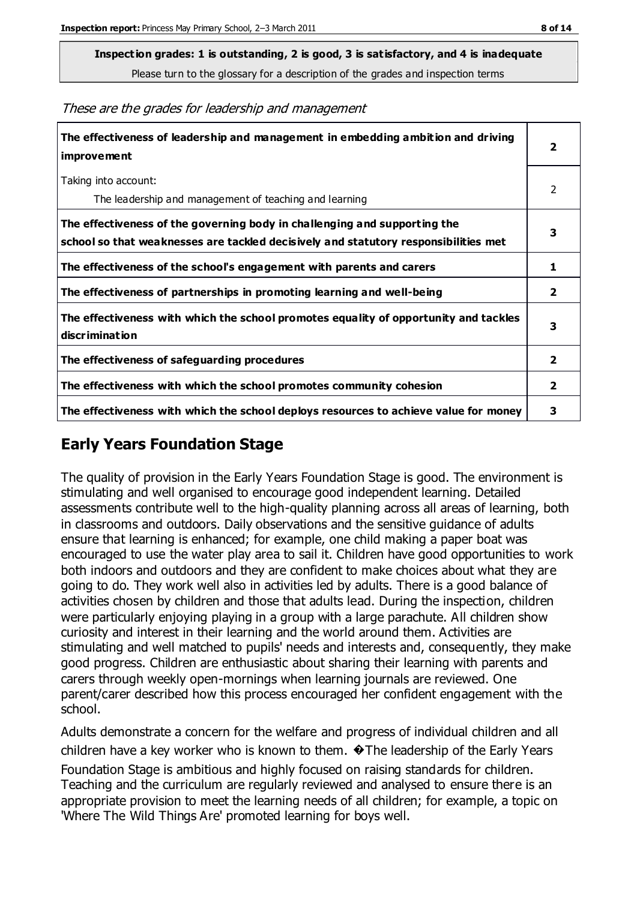**Inspection grades: 1 is outstanding, 2 is good, 3 is satisfactory, and 4 is inadequate**
Please turn to the glossary for a description of the grades and inspection terms

*These are the grades for leadership and management*

| | |
|---|---|
| **The effectiveness of leadership and management in embedding ambition and driving improvement** | **2** |
| Taking into account:<br>The leadership and management of teaching and learning | 2 |
| **The effectiveness of the governing body in challenging and supporting the school so that weaknesses are tackled decisively and statutory responsibilities met** | **3** |
| **The effectiveness of the school's engagement with parents and carers** | **1** |
| **The effectiveness of partnerships in promoting learning and well-being** | **2** |
| **The effectiveness with which the school promotes equality of opportunity and tackles discrimination** | **3** |
| **The effectiveness of safeguarding procedures** | **2** |
| **The effectiveness with which the school promotes community cohesion** | **2** |
| **The effectiveness with which the school deploys resources to achieve value for money** | **3** |

## Early Years Foundation Stage

The quality of provision in the Early Years Foundation Stage is good. The environment is stimulating and well organised to encourage good independent learning. Detailed assessments contribute well to the high-quality planning across all areas of learning, both in classrooms and outdoors. Daily observations and the sensitive guidance of adults ensure that learning is enhanced; for example, one child making a paper boat was encouraged to use the water play area to sail it. Children have good opportunities to work both indoors and outdoors and they are confident to make choices about what they are going to do. They work well also in activities led by adults. There is a good balance of activities chosen by children and those that adults lead. During the inspection, children were particularly enjoying playing in a group with a large parachute. All children show curiosity and interest in their learning and the world around them. Activities are stimulating and well matched to pupils' needs and interests and, consequently, they make good progress. Children are enthusiastic about sharing their learning with parents and carers through weekly open-mornings when learning journals are reviewed. One parent/carer described how this process encouraged her confident engagement with the school.

Adults demonstrate a concern for the welfare and progress of individual children and all children have a key worker who is known to them. �The leadership of the Early Years Foundation Stage is ambitious and highly focused on raising standards for children. Teaching and the curriculum are regularly reviewed and analysed to ensure there is an appropriate provision to meet the learning needs of all children; for example, a topic on 'Where The Wild Things Are' promoted learning for boys well.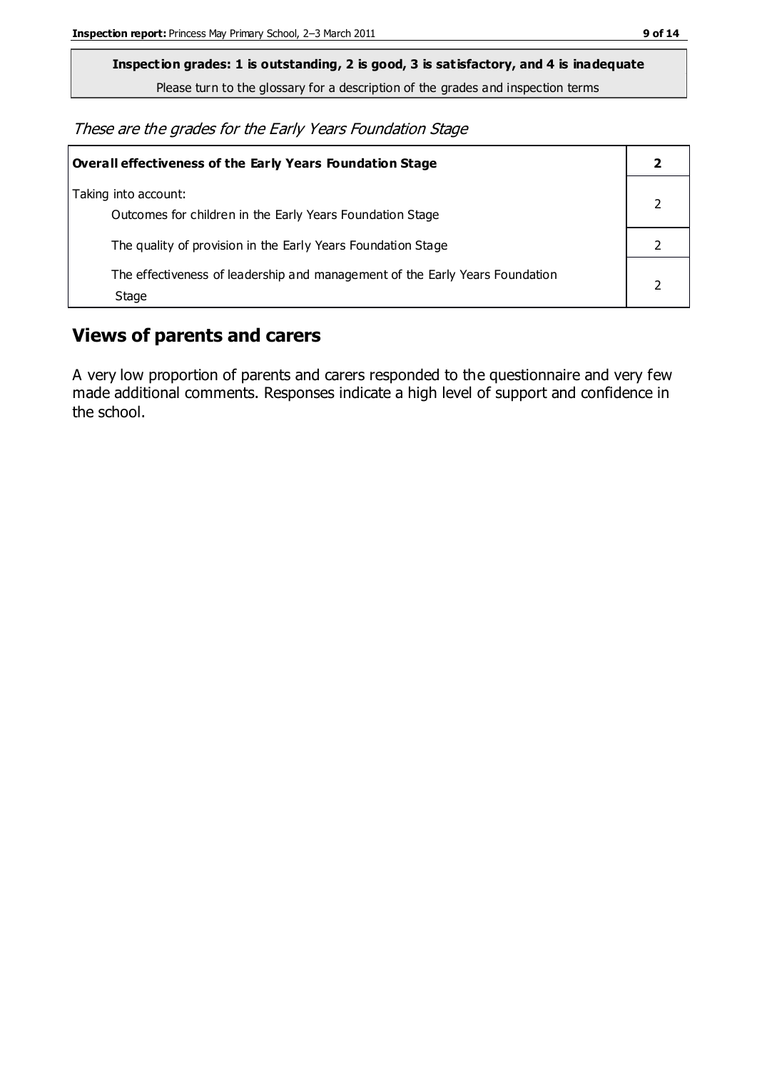**Inspection grades: 1 is outstanding, 2 is good, 3 is satisfactory, and 4 is inadequate**

Please turn to the glossary for a description of the grades and inspection terms

*These are the grades for the Early Years Foundation Stage*

| **Overall effectiveness of the Early Years Foundation Stage** | **2** |
|---|---|
| Taking into account:<br>Outcomes for children in the Early Years Foundation Stage | 2 |
| The quality of provision in the Early Years Foundation Stage | 2 |
| The effectiveness of leadership and management of the Early Years Foundation Stage | 2 |

## Views of parents and carers

A very low proportion of parents and carers responded to the questionnaire and very few made additional comments. Responses indicate a high level of support and confidence in the school.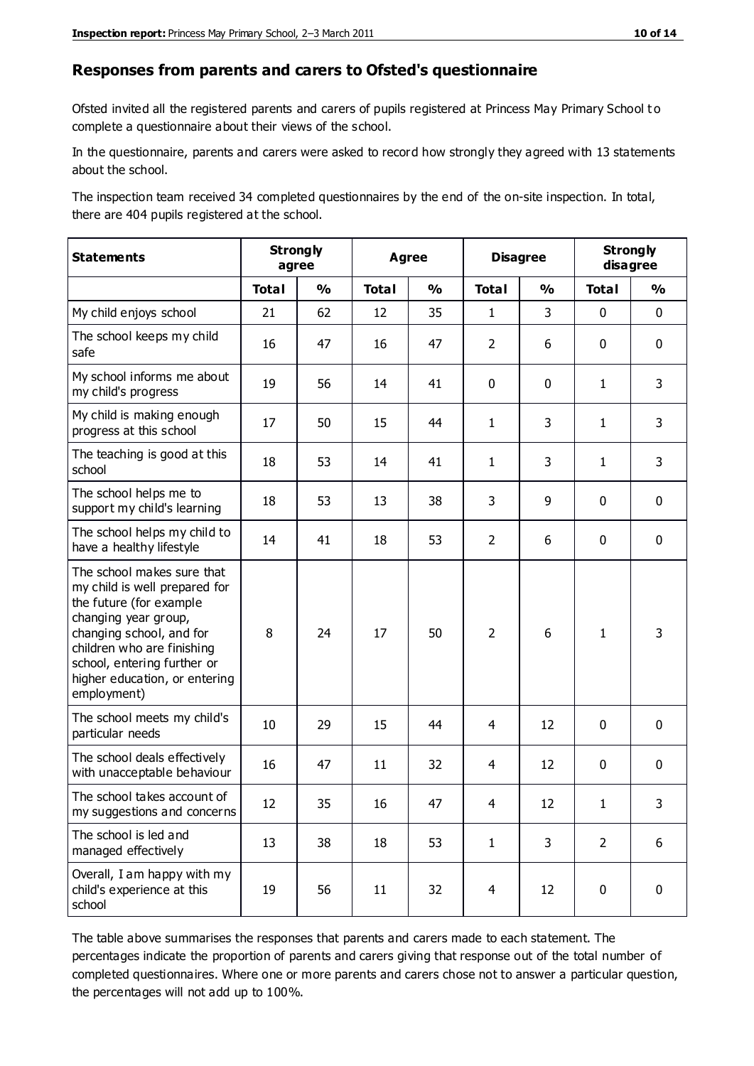## Responses from parents and carers to Ofsted's questionnaire

Ofsted invited all the registered parents and carers of pupils registered at Princess May Primary School to complete a questionnaire about their views of the school.

In the questionnaire, parents and carers were asked to record how strongly they agreed with 13 statements about the school.

The inspection team received 34 completed questionnaires by the end of the on-site inspection. In total, there are 404 pupils registered at the school.

| Statements | Strongly agree | | Agree | | Disagree | | Strongly disagree | |
|---|---|---|---|---|---|---|---|---|
| | Total | % | Total | % | Total | % | Total | % |
| My child enjoys school | 21 | 62 | 12 | 35 | 1 | 3 | 0 | 0 |
| The school keeps my child safe | 16 | 47 | 16 | 47 | 2 | 6 | 0 | 0 |
| My school informs me about my child's progress | 19 | 56 | 14 | 41 | 0 | 0 | 1 | 3 |
| My child is making enough progress at this school | 17 | 50 | 15 | 44 | 1 | 3 | 1 | 3 |
| The teaching is good at this school | 18 | 53 | 14 | 41 | 1 | 3 | 1 | 3 |
| The school helps me to support my child's learning | 18 | 53 | 13 | 38 | 3 | 9 | 0 | 0 |
| The school helps my child to have a healthy lifestyle | 14 | 41 | 18 | 53 | 2 | 6 | 0 | 0 |
| The school makes sure that my child is well prepared for the future (for example changing year group, changing school, and for children who are finishing school, entering further or higher education, or entering employment) | 8 | 24 | 17 | 50 | 2 | 6 | 1 | 3 |
| The school meets my child's particular needs | 10 | 29 | 15 | 44 | 4 | 12 | 0 | 0 |
| The school deals effectively with unacceptable behaviour | 16 | 47 | 11 | 32 | 4 | 12 | 0 | 0 |
| The school takes account of my suggestions and concerns | 12 | 35 | 16 | 47 | 4 | 12 | 1 | 3 |
| The school is led and managed effectively | 13 | 38 | 18 | 53 | 1 | 3 | 2 | 6 |
| Overall, I am happy with my child's experience at this school | 19 | 56 | 11 | 32 | 4 | 12 | 0 | 0 |

The table above summarises the responses that parents and carers made to each statement. The percentages indicate the proportion of parents and carers giving that response out of the total number of completed questionnaires. Where one or more parents and carers chose not to answer a particular question, the percentages will not add up to 100%.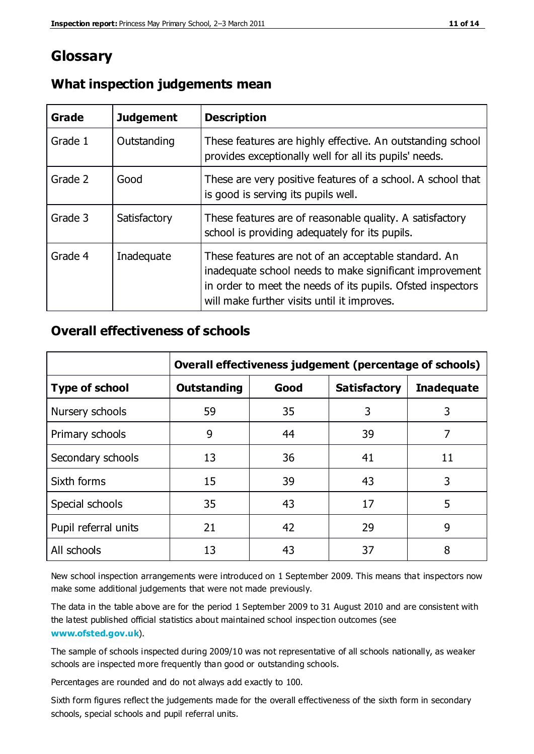# Glossary

## What inspection judgements mean

| Grade | Judgement | Description |
|---|---|---|
| Grade 1 | Outstanding | These features are highly effective. An outstanding school provides exceptionally well for all its pupils' needs. |
| Grade 2 | Good | These are very positive features of a school. A school that is good is serving its pupils well. |
| Grade 3 | Satisfactory | These features are of reasonable quality. A satisfactory school is providing adequately for its pupils. |
| Grade 4 | Inadequate | These features are not of an acceptable standard. An inadequate school needs to make significant improvement in order to meet the needs of its pupils. Ofsted inspectors will make further visits until it improves. |

## Overall effectiveness of schools

| | Overall effectiveness judgement (percentage of schools) | | | |
|---|---|---|---|---|
| **Type of school** | **Outstanding** | **Good** | **Satisfactory** | **Inadequate** |
| Nursery schools | 59 | 35 | 3 | 3 |
| Primary schools | 9 | 44 | 39 | 7 |
| Secondary schools | 13 | 36 | 41 | 11 |
| Sixth forms | 15 | 39 | 43 | 3 |
| Special schools | 35 | 43 | 17 | 5 |
| Pupil referral units | 21 | 42 | 29 | 9 |
| All schools | 13 | 43 | 37 | 8 |

New school inspection arrangements were introduced on 1 September 2009. This means that inspectors now make some additional judgements that were not made previously.

The data in the table above are for the period 1 September 2009 to 31 August 2010 and are consistent with the latest published official statistics about maintained school inspection outcomes (see **www.ofsted.gov.uk**).

The sample of schools inspected during 2009/10 was not representative of all schools nationally, as weaker schools are inspected more frequently than good or outstanding schools.

Percentages are rounded and do not always add exactly to 100.

Sixth form figures reflect the judgements made for the overall effectiveness of the sixth form in secondary schools, special schools and pupil referral units.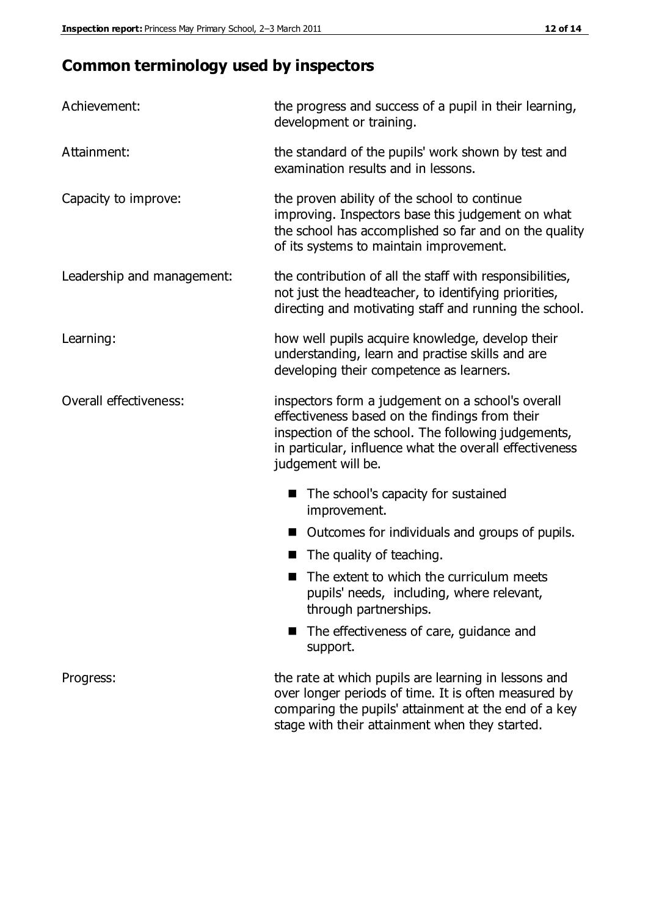## Common terminology used by inspectors

| | |
|---|---|
| Achievement: | the progress and success of a pupil in their learning, development or training. |
| Attainment: | the standard of the pupils' work shown by test and examination results and in lessons. |
| Capacity to improve: | the proven ability of the school to continue improving. Inspectors base this judgement on what the school has accomplished so far and on the quality of its systems to maintain improvement. |
| Leadership and management: | the contribution of all the staff with responsibilities, not just the headteacher, to identifying priorities, directing and motivating staff and running the school. |
| Learning: | how well pupils acquire knowledge, develop their understanding, learn and practise skills and are developing their competence as learners. |
| Overall effectiveness: | inspectors form a judgement on a school's overall effectiveness based on the findings from their inspection of the school. The following judgements, in particular, influence what the overall effectiveness judgement will be. |

- The school's capacity for sustained improvement.
- Outcomes for individuals and groups of pupils.
- The quality of teaching.
- The extent to which the curriculum meets pupils' needs, including, where relevant, through partnerships.
- The effectiveness of care, guidance and support.

| | |
|---|---|
| Progress: | the rate at which pupils are learning in lessons and over longer periods of time. It is often measured by comparing the pupils' attainment at the end of a key stage with their attainment when they started. |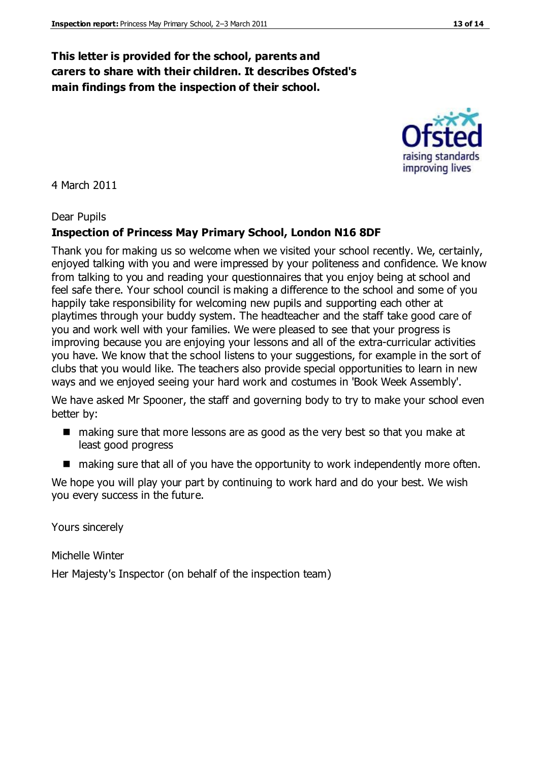**This letter is provided for the school, parents and carers to share with their children. It describes Ofsted's main findings from the inspection of their school.**

4 March 2011

Dear Pupils

**Inspection of Princess May Primary School, London N16 8DF**

Thank you for making us so welcome when we visited your school recently. We, certainly, enjoyed talking with you and were impressed by your politeness and confidence. We know from talking to you and reading your questionnaires that you enjoy being at school and feel safe there. Your school council is making a difference to the school and some of you happily take responsibility for welcoming new pupils and supporting each other at playtimes through your buddy system. The headteacher and the staff take good care of you and work well with your families. We were pleased to see that your progress is improving because you are enjoying your lessons and all of the extra-curricular activities you have. We know that the school listens to your suggestions, for example in the sort of clubs that you would like. The teachers also provide special opportunities to learn in new ways and we enjoyed seeing your hard work and costumes in 'Book Week Assembly'.

We have asked Mr Spooner, the staff and governing body to try to make your school even better by:

- making sure that more lessons are as good as the very best so that you make at least good progress
- making sure that all of you have the opportunity to work independently more often.

We hope you will play your part by continuing to work hard and do your best. We wish you every success in the future.

Yours sincerely

Michelle Winter

Her Majesty's Inspector (on behalf of the inspection team)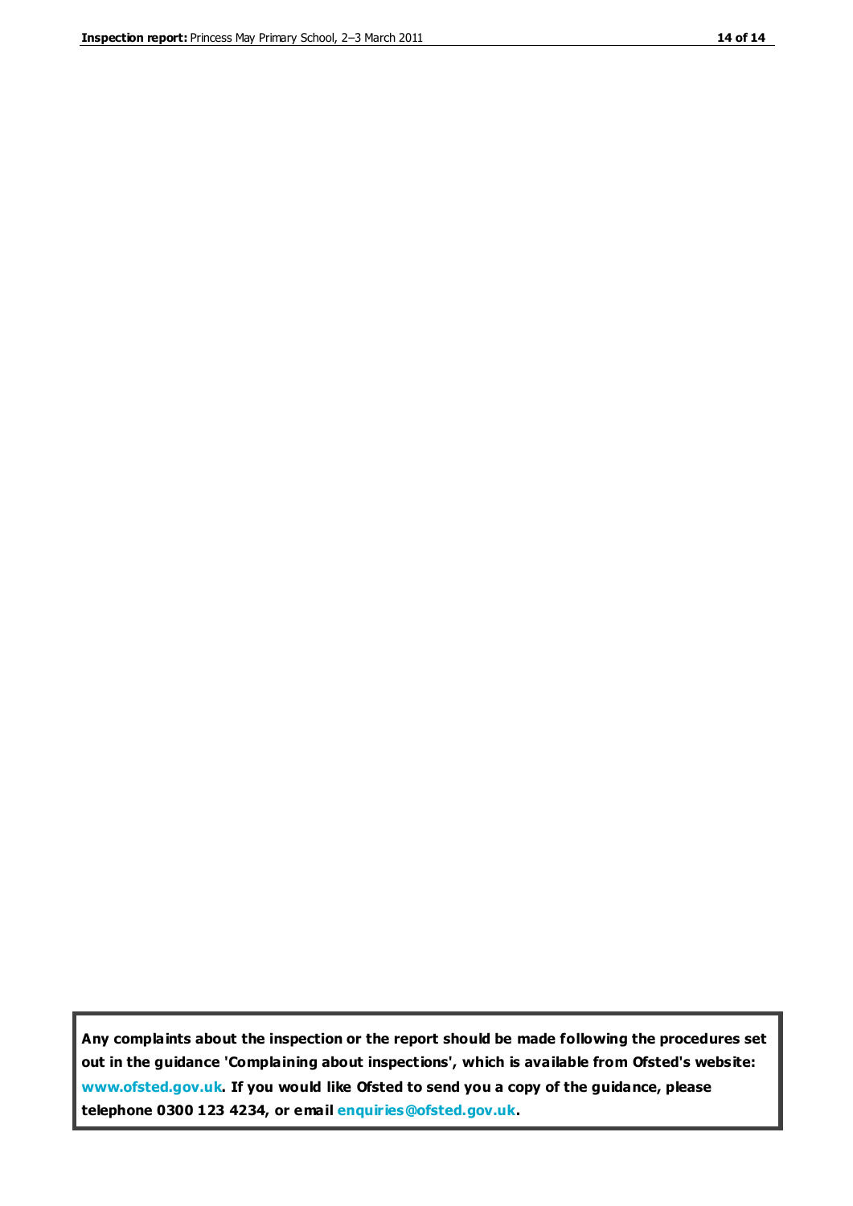**Any complaints about the inspection or the report should be made following the procedures set out in the guidance 'Complaining about inspections', which is available from Ofsted's website: www.ofsted.gov.uk. If you would like Ofsted to send you a copy of the guidance, please telephone 0300 123 4234, or email enquiries@ofsted.gov.uk.**